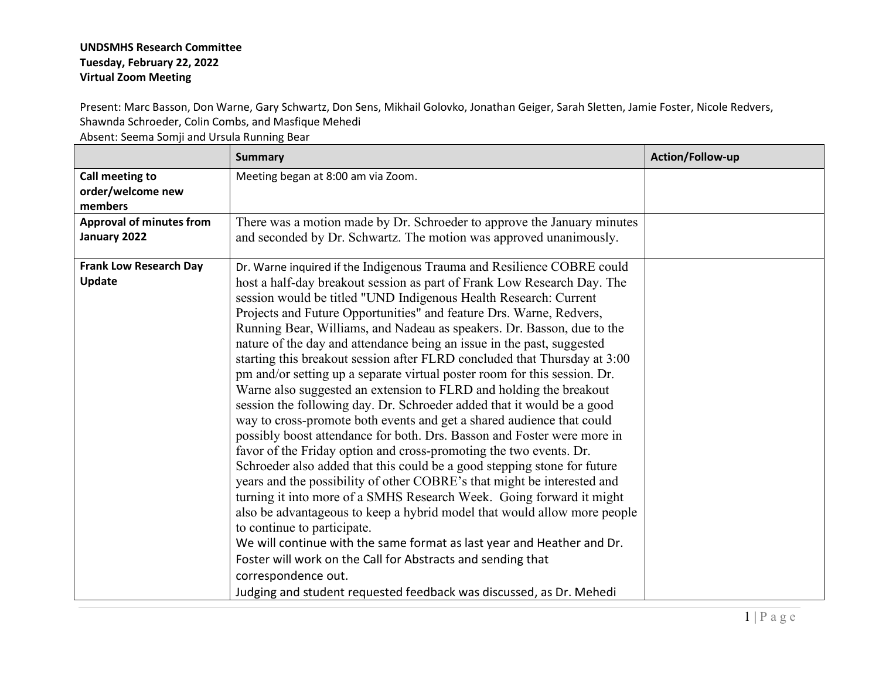**UNDSMHS Research Committee**
**Tuesday, February 22, 2022**
**Virtual Zoom Meeting**

Present: Marc Basson, Don Warne, Gary Schwartz, Don Sens, Mikhail Golovko, Jonathan Geiger, Sarah Sletten, Jamie Foster, Nicole Redvers, Shawnda Schroeder, Colin Combs, and Masfique Mehedi
Absent: Seema Somji and Ursula Running Bear

| | Summary | Action/Follow-up |
|---|---|---|
| **Call meeting to order/welcome new members** | Meeting began at 8:00 am via Zoom. | |
| **Approval of minutes from January 2022** | There was a motion made by Dr. Schroeder to approve the January minutes and seconded by Dr. Schwartz. The motion was approved unanimously. | |
| **Frank Low Research Day Update** | Dr. Warne inquired if the Indigenous Trauma and Resilience COBRE could host a half-day breakout session as part of Frank Low Research Day. The session would be titled "UND Indigenous Health Research: Current Projects and Future Opportunities" and feature Drs. Warne, Redvers, Running Bear, Williams, and Nadeau as speakers. Dr. Basson, due to the nature of the day and attendance being an issue in the past, suggested starting this breakout session after FLRD concluded that Thursday at 3:00 pm and/or setting up a separate virtual poster room for this session. Dr. Warne also suggested an extension to FLRD and holding the breakout session the following day. Dr. Schroeder added that it would be a good way to cross-promote both events and get a shared audience that could possibly boost attendance for both. Drs. Basson and Foster were more in favor of the Friday option and cross-promoting the two events. Dr. Schroeder also added that this could be a good stepping stone for future years and the possibility of other COBRE's that might be interested and turning it into more of a SMHS Research Week. Going forward it might also be advantageous to keep a hybrid model that would allow more people to continue to participate.<br>We will continue with the same format as last year and Heather and Dr. Foster will work on the Call for Abstracts and sending that correspondence out.<br>Judging and student requested feedback was discussed, as Dr. Mehedi | |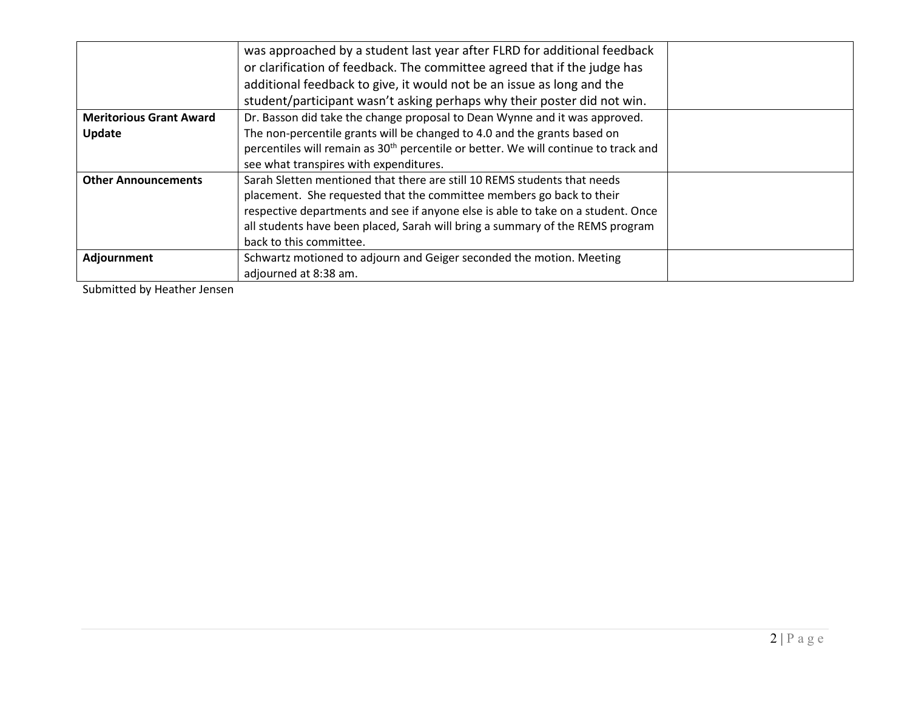| | | |
|---|---|---|
| | was approached by a student last year after FLRD for additional feedback or clarification of feedback. The committee agreed that if the judge has additional feedback to give, it would not be an issue as long and the student/participant wasn't asking perhaps why their poster did not win. | |
| **Meritorious Grant Award Update** | Dr. Basson did take the change proposal to Dean Wynne and it was approved. The non-percentile grants will be changed to 4.0 and the grants based on percentiles will remain as 30th percentile or better. We will continue to track and see what transpires with expenditures. | |
| **Other Announcements** | Sarah Sletten mentioned that there are still 10 REMS students that needs placement. She requested that the committee members go back to their respective departments and see if anyone else is able to take on a student. Once all students have been placed, Sarah will bring a summary of the REMS program back to this committee. | |
| **Adjournment** | Schwartz motioned to adjourn and Geiger seconded the motion. Meeting adjourned at 8:38 am. | |

Submitted by Heather Jensen